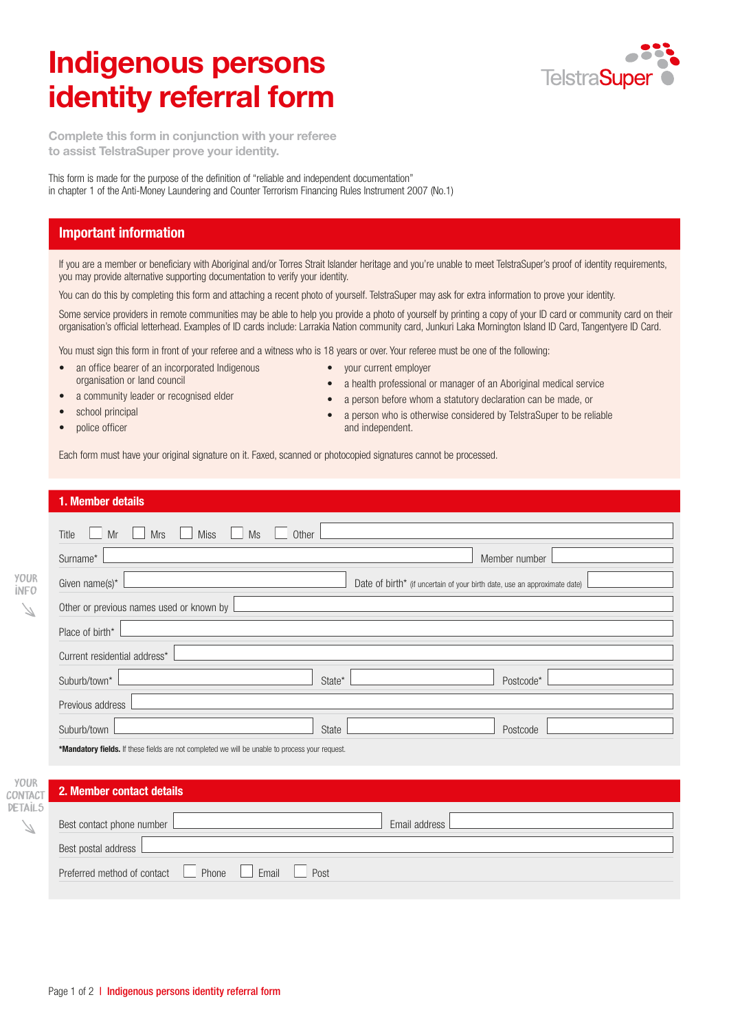# Indigenous persons identity referral form

TelstraSuper

**Complete this form in conjunction with your referee to assist TelstraSuper prove your identity.**

This form is made for the purpose of the definition of "reliable and independent documentation" in chapter 1 of the Anti-Money Laundering and Counter Terrorism Financing Rules Instrument 2007 (No.1)

## Important information

If you are a member or beneficiary with Aboriginal and/or Torres Strait Islander heritage and you're unable to meet TelstraSuper's proof of identity requirements, you may provide alternative supporting documentation to verify your identity.

You can do this by completing this form and attaching a recent photo of yourself. TelstraSuper may ask for extra information to prove your identity.

Some service providers in remote communities may be able to help you provide a photo of yourself by printing a copy of your ID card or community card on their organisation's official letterhead. Examples of ID cards include: Larrakia Nation community card, Junkuri Laka Mornington Island ID Card, Tangentyere ID Card.

You must sign this form in front of your referee and a witness who is 18 years or over. Your referee must be one of the following:

- an office bearer of an incorporated Indigenous organisation or land council
- a community leader or recognised elder
- school principal
- police officer
- your current employer
- a health professional or manager of an Aboriginal medical service
- a person before whom a statutory declaration can be made, or
- a person who is otherwise considered by TelstraSuper to be reliable and independent.

Each form must have your original signature on it. Faxed, scanned or photocopied signatures cannot be processed.

## 1. Member details

YOUR INFO

Title ☐ Mr ☐ Mrs ☐ Miss ☐ Ms ☐ Other ______

Surname* ______ Member number ______

Given name(s)* ______ Date of birth* (if uncertain of your birth date, use an approximate date) ______

Other or previous names used or known by ______

Place of birth* ______

Current residential address* ______

Suburb/town* ______ State* ______ Postcode* ______

Previous address ______

Suburb/town ______ State ______ Postcode ______

***Mandatory fields.** If these fields are not completed we will be unable to process your request.

## 2. Member contact details

YOUR CONTACT DETAILS

Best contact phone number ______ Email address ______

Best postal address ______

Preferred method of contact ☐ Phone ☐ Email ☐ Post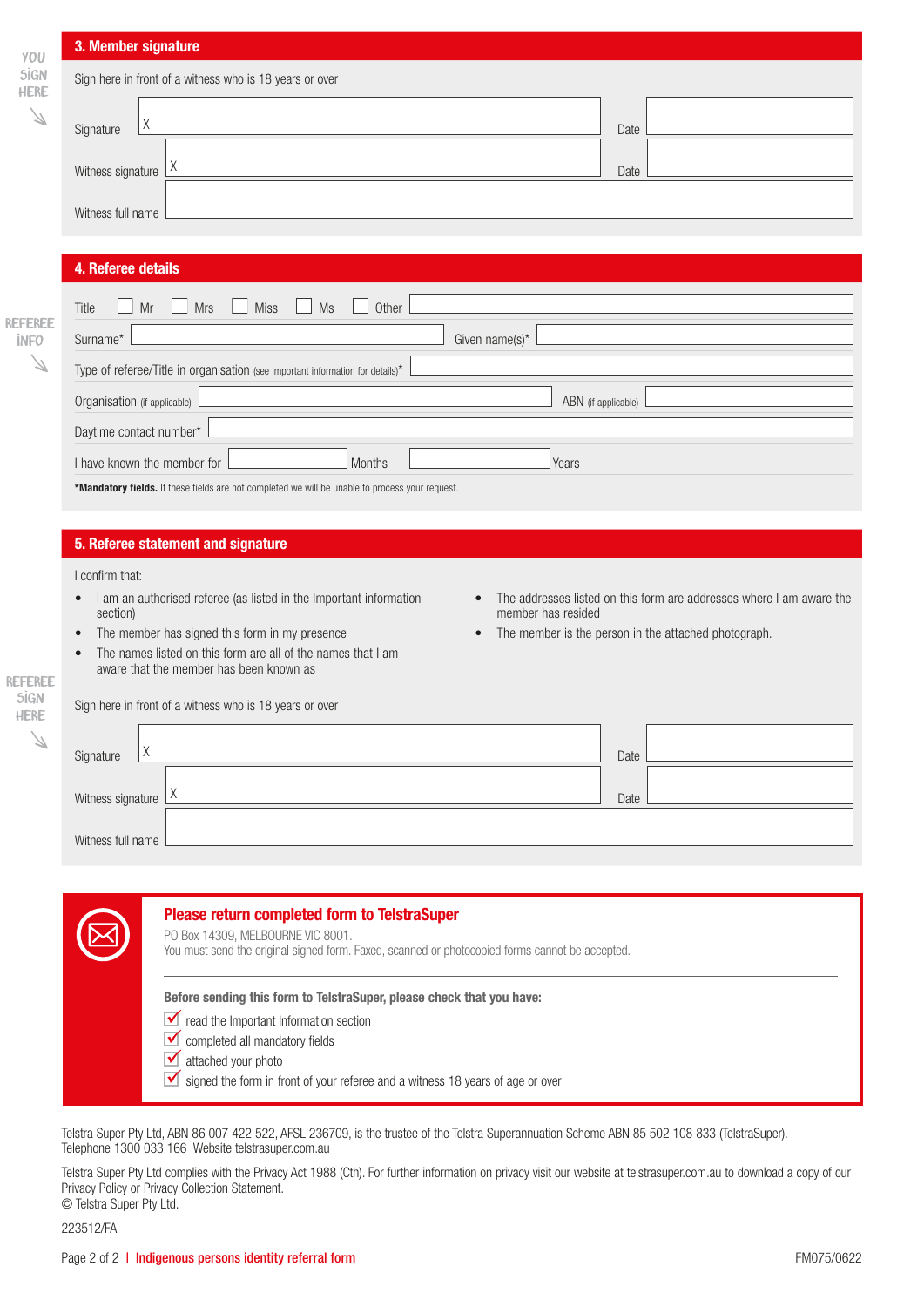YOU SIGN HERE

## 3. Member signature

Sign here in front of a witness who is 18 years or over

Signature X ______________________ Date __________

Witness signature X ______________________ Date __________

Witness full name ______________________

REFEREE INFO

## 4. Referee details

Title ☐ Mr ☐ Mrs ☐ Miss ☐ Ms ☐ Other __________

Surname* __________ Given name(s)* __________

Type of referee/Title in organisation (see Important information for details)* __________

Organisation (if applicable) __________ ABN (if applicable) __________

Daytime contact number* __________

I have known the member for __________ Months __________ Years

**\*Mandatory fields.** If these fields are not completed we will be unable to process your request.

## 5. Referee statement and signature

I confirm that:

- I am an authorised referee (as listed in the Important information section)
- The member has signed this form in my presence
- The names listed on this form are all of the names that I am aware that the member has been known as
- The addresses listed on this form are addresses where I am aware the member has resided
- The member is the person in the attached photograph.

REFEREE SIGN HERE

Sign here in front of a witness who is 18 years or over

Signature X ______________________ Date __________

Witness signature X ______________________ Date __________

Witness full name ______________________

### Please return completed form to TelstraSuper

PO Box 14309, MELBOURNE VIC 8001.
You must send the original signed form. Faxed, scanned or photocopied forms cannot be accepted.

**Before sending this form to TelstraSuper, please check that you have:**

- ☑ read the Important Information section
- ☑ completed all mandatory fields
- ☑ attached your photo
- ☑ signed the form in front of your referee and a witness 18 years of age or over

Telstra Super Pty Ltd, ABN 86 007 422 522, AFSL 236709, is the trustee of the Telstra Superannuation Scheme ABN 85 502 108 833 (TelstraSuper).
Telephone 1300 033 166 Website telstrasuper.com.au

Telstra Super Pty Ltd complies with the Privacy Act 1988 (Cth). For further information on privacy visit our website at telstrasuper.com.au to download a copy of our Privacy Policy or Privacy Collection Statement.
© Telstra Super Pty Ltd.

223512/FA

Indigenous persons identity referral form

FM075/0622